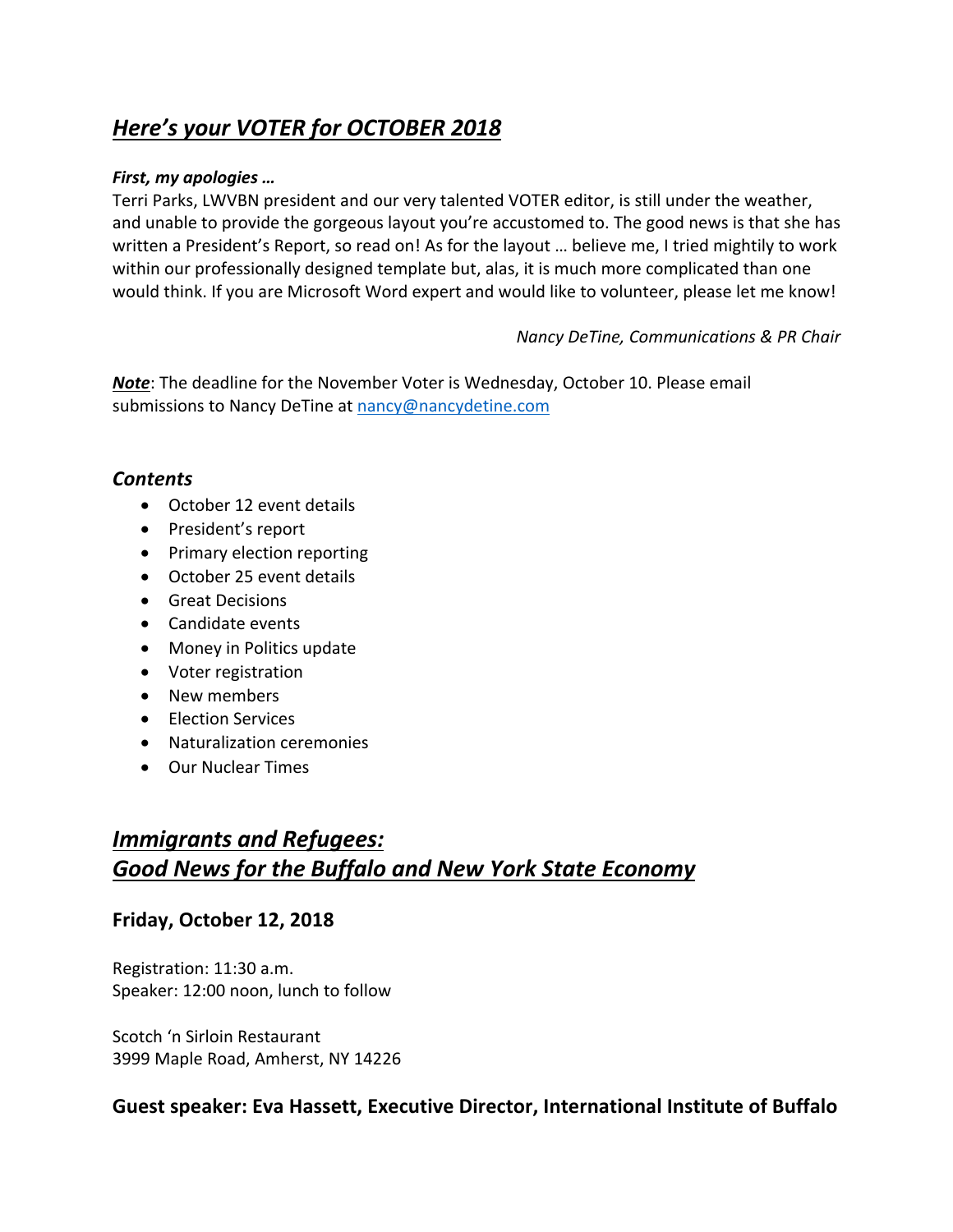# ***Here's your VOTER for OCTOBER 2018***

***First, my apologies …***

Terri Parks, LWVBN president and our very talented VOTER editor, is still under the weather, and unable to provide the gorgeous layout you're accustomed to. The good news is that she has written a President's Report, so read on! As for the layout … believe me, I tried mightily to work within our professionally designed template but, alas, it is much more complicated than one would think. If you are Microsoft Word expert and would like to volunteer, please let me know!

*Nancy DeTine, Communications & PR Chair*

***Note***: The deadline for the November Voter is Wednesday, October 10. Please email submissions to Nancy DeTine at nancy@nancydetine.com

### ***Contents***

- October 12 event details
- President's report
- Primary election reporting
- October 25 event details
- Great Decisions
- Candidate events
- Money in Politics update
- Voter registration
- New members
- Election Services
- Naturalization ceremonies
- Our Nuclear Times

# ***Immigrants and Refugees: Good News for the Buffalo and New York State Economy***

### **Friday, October 12, 2018**

Registration: 11:30 a.m.
Speaker: 12:00 noon, lunch to follow

Scotch 'n Sirloin Restaurant
3999 Maple Road, Amherst, NY 14226

### **Guest speaker: Eva Hassett, Executive Director, International Institute of Buffalo**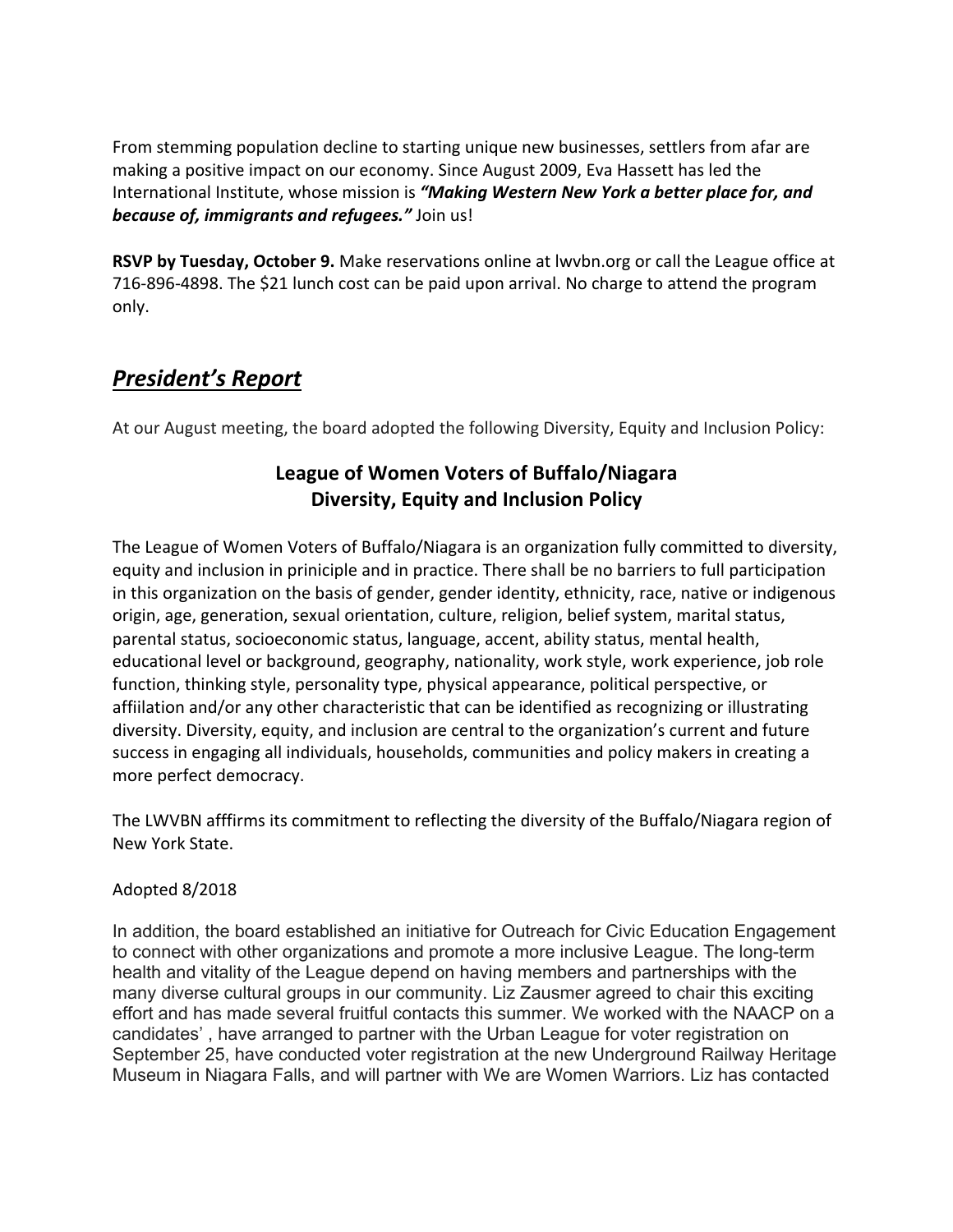From stemming population decline to starting unique new businesses, settlers from afar are making a positive impact on our economy. Since August 2009, Eva Hassett has led the International Institute, whose mission is ***"Making Western New York a better place for, and because of, immigrants and refugees."*** Join us!

**RSVP by Tuesday, October 9.** Make reservations online at lwvbn.org or call the League office at 716-896-4898. The $21 lunch cost can be paid upon arrival. No charge to attend the program only.

## ***President's Report***

At our August meeting, the board adopted the following Diversity, Equity and Inclusion Policy:

### League of Women Voters of Buffalo/Niagara
### Diversity, Equity and Inclusion Policy

The League of Women Voters of Buffalo/Niagara is an organization fully committed to diversity, equity and inclusion in priniciple and in practice. There shall be no barriers to full participation in this organization on the basis of gender, gender identity, ethnicity, race, native or indigenous origin, age, generation, sexual orientation, culture, religion, belief system, marital status, parental status, socioeconomic status, language, accent, ability status, mental health, educational level or background, geography, nationality, work style, work experience, job role function, thinking style, personality type, physical appearance, political perspective, or affiilation and/or any other characteristic that can be identified as recognizing or illustrating diversity. Diversity, equity, and inclusion are central to the organization's current and future success in engaging all individuals, households, communities and policy makers in creating a more perfect democracy.

The LWVBN afffirms its commitment to reflecting the diversity of the Buffalo/Niagara region of New York State.

Adopted 8/2018

In addition, the board established an initiative for Outreach for Civic Education Engagement to connect with other organizations and promote a more inclusive League. The long-term health and vitality of the League depend on having members and partnerships with the many diverse cultural groups in our community. Liz Zausmer agreed to chair this exciting effort and has made several fruitful contacts this summer. We worked with the NAACP on a candidates' , have arranged to partner with the Urban League for voter registration on September 25, have conducted voter registration at the new Underground Railway Heritage Museum in Niagara Falls, and will partner with We are Women Warriors. Liz has contacted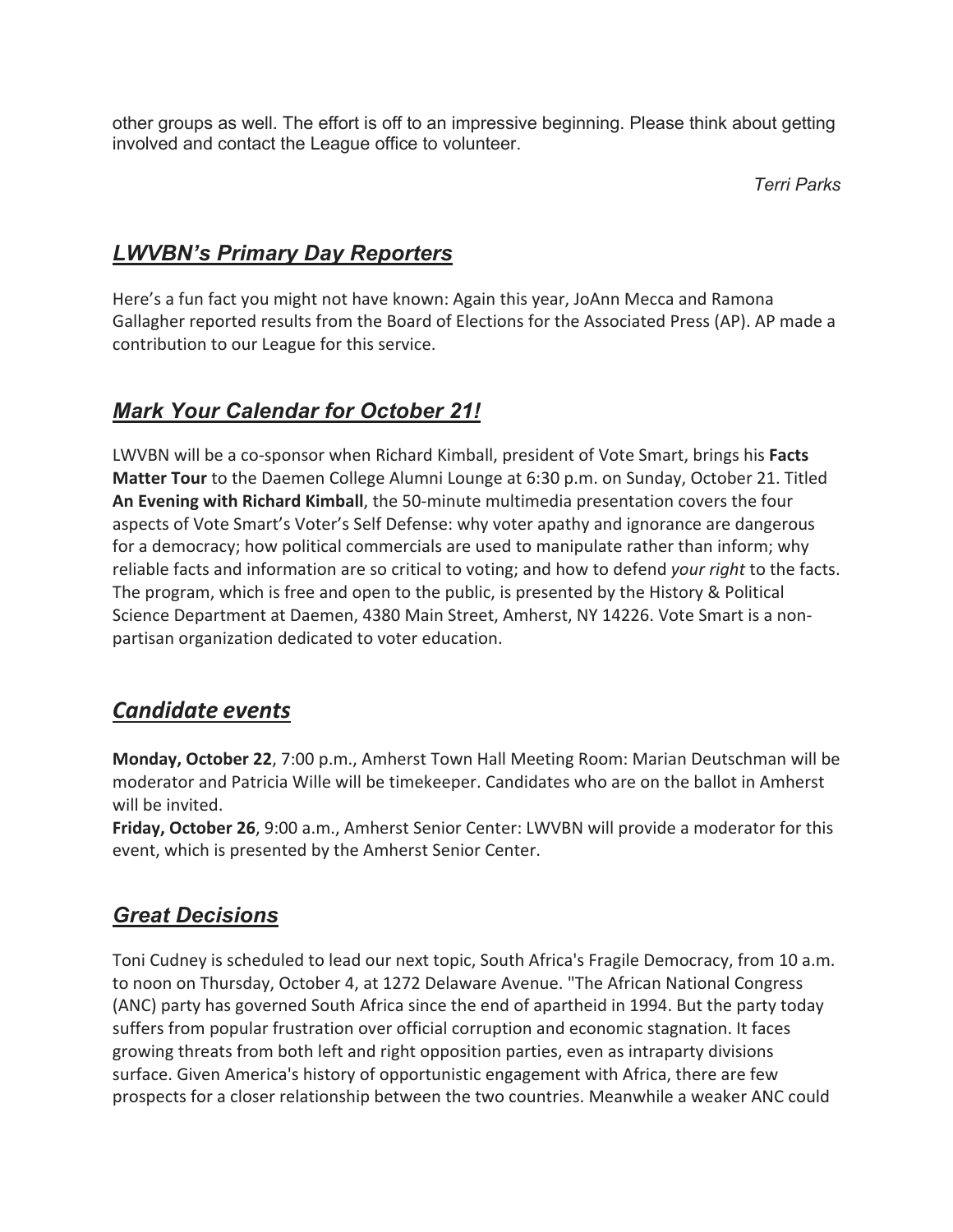other groups as well. The effort is off to an impressive beginning. Please think about getting involved and contact the League office to volunteer.

*Terri Parks*

## ***LWVBN's Primary Day Reporters***

Here's a fun fact you might not have known: Again this year, JoAnn Mecca and Ramona Gallagher reported results from the Board of Elections for the Associated Press (AP). AP made a contribution to our League for this service.

## ***Mark Your Calendar for October 21!***

LWVBN will be a co-sponsor when Richard Kimball, president of Vote Smart, brings his **Facts Matter Tour** to the Daemen College Alumni Lounge at 6:30 p.m. on Sunday, October 21. Titled **An Evening with Richard Kimball**, the 50-minute multimedia presentation covers the four aspects of Vote Smart's Voter's Self Defense: why voter apathy and ignorance are dangerous for a democracy; how political commercials are used to manipulate rather than inform; why reliable facts and information are so critical to voting; and how to defend *your right* to the facts. The program, which is free and open to the public, is presented by the History & Political Science Department at Daemen, 4380 Main Street, Amherst, NY 14226. Vote Smart is a non-partisan organization dedicated to voter education.

## ***Candidate events***

**Monday, October 22**, 7:00 p.m., Amherst Town Hall Meeting Room: Marian Deutschman will be moderator and Patricia Wille will be timekeeper. Candidates who are on the ballot in Amherst will be invited.
**Friday, October 26**, 9:00 a.m., Amherst Senior Center: LWVBN will provide a moderator for this event, which is presented by the Amherst Senior Center.

## ***Great Decisions***

Toni Cudney is scheduled to lead our next topic, South Africa's Fragile Democracy, from 10 a.m. to noon on Thursday, October 4, at 1272 Delaware Avenue. "The African National Congress (ANC) party has governed South Africa since the end of apartheid in 1994. But the party today suffers from popular frustration over official corruption and economic stagnation. It faces growing threats from both left and right opposition parties, even as intraparty divisions surface. Given America's history of opportunistic engagement with Africa, there are few prospects for a closer relationship between the two countries. Meanwhile a weaker ANC could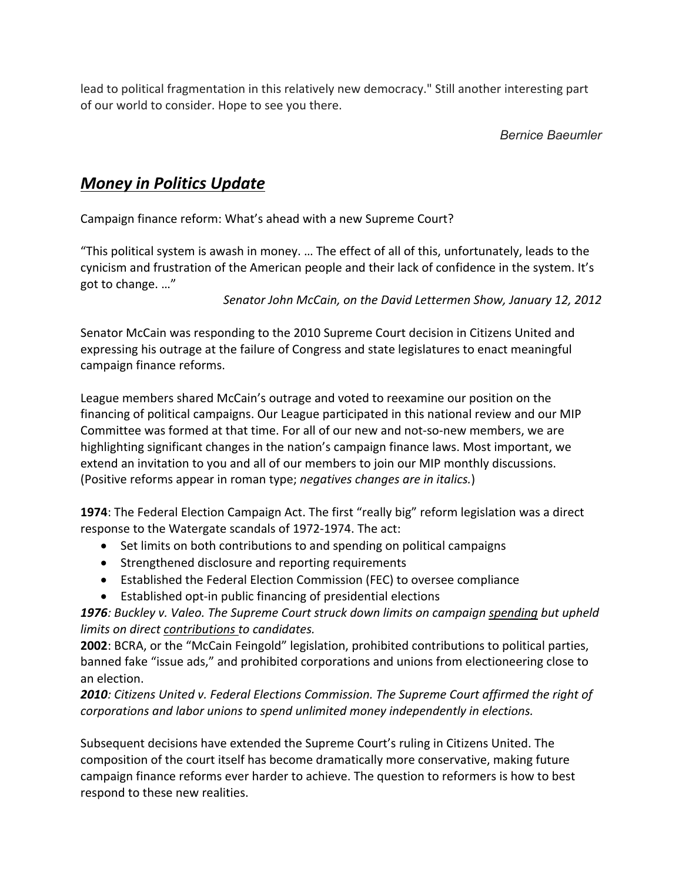lead to political fragmentation in this relatively new democracy." Still another interesting part of our world to consider. Hope to see you there.

*Bernice Baeumler*

## ***Money in Politics Update***

Campaign finance reform: What's ahead with a new Supreme Court?

"This political system is awash in money. … The effect of all of this, unfortunately, leads to the cynicism and frustration of the American people and their lack of confidence in the system. It's got to change. …"

*Senator John McCain, on the David Lettermen Show, January 12, 2012*

Senator McCain was responding to the 2010 Supreme Court decision in Citizens United and expressing his outrage at the failure of Congress and state legislatures to enact meaningful campaign finance reforms.

League members shared McCain's outrage and voted to reexamine our position on the financing of political campaigns. Our League participated in this national review and our MIP Committee was formed at that time. For all of our new and not-so-new members, we are highlighting significant changes in the nation's campaign finance laws. Most important, we extend an invitation to you and all of our members to join our MIP monthly discussions. (Positive reforms appear in roman type; *negatives changes are in italics.*)

**1974**: The Federal Election Campaign Act. The first "really big" reform legislation was a direct response to the Watergate scandals of 1972-1974. The act:

- Set limits on both contributions to and spending on political campaigns
- Strengthened disclosure and reporting requirements
- Established the Federal Election Commission (FEC) to oversee compliance
- Established opt-in public financing of presidential elections

***1976**: Buckley v. Valeo. The Supreme Court struck down limits on campaign spending but upheld limits on direct contributions to candidates.*

**2002**: BCRA, or the "McCain Feingold" legislation, prohibited contributions to political parties, banned fake "issue ads," and prohibited corporations and unions from electioneering close to an election.

***2010**: Citizens United v. Federal Elections Commission. The Supreme Court affirmed the right of corporations and labor unions to spend unlimited money independently in elections.*

Subsequent decisions have extended the Supreme Court's ruling in Citizens United. The composition of the court itself has become dramatically more conservative, making future campaign finance reforms ever harder to achieve. The question to reformers is how to best respond to these new realities.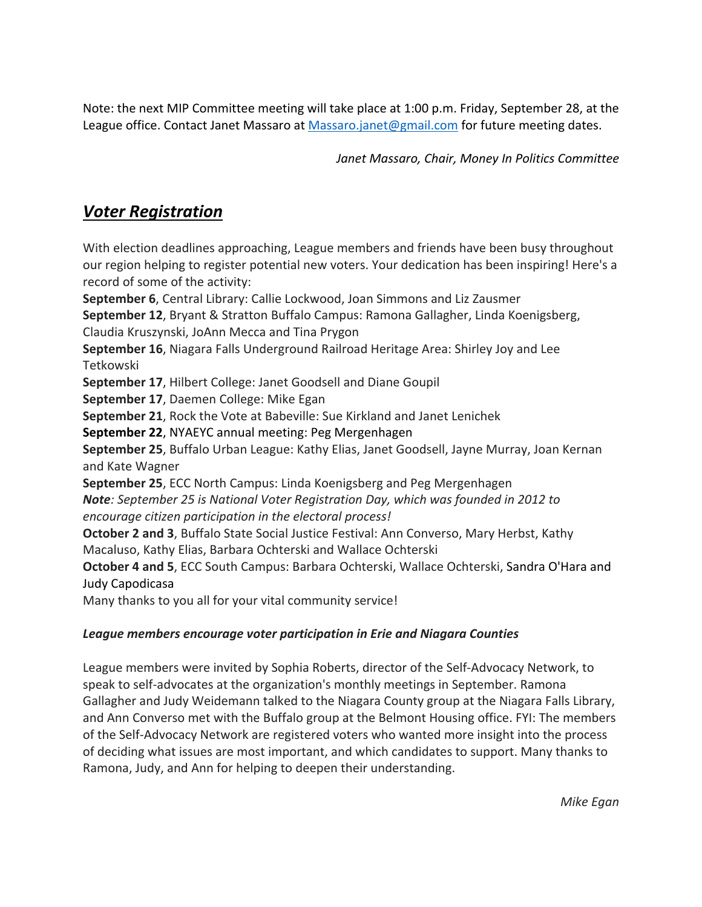Note: the next MIP Committee meeting will take place at 1:00 p.m. Friday, September 28, at the League office. Contact Janet Massaro at [Massaro.janet@gmail.com](mailto:Massaro.janet@gmail.com) for future meeting dates.

*Janet Massaro, Chair, Money In Politics Committee*

## ***Voter Registration***

With election deadlines approaching, League members and friends have been busy throughout our region helping to register potential new voters. Your dedication has been inspiring! Here's a record of some of the activity:

**September 6**, Central Library: Callie Lockwood, Joan Simmons and Liz Zausmer
**September 12**, Bryant & Stratton Buffalo Campus: Ramona Gallagher, Linda Koenigsberg, Claudia Kruszynski, JoAnn Mecca and Tina Prygon
**September 16**, Niagara Falls Underground Railroad Heritage Area: Shirley Joy and Lee Tetkowski
**September 17**, Hilbert College: Janet Goodsell and Diane Goupil
**September 17**, Daemen College: Mike Egan
**September 21**, Rock the Vote at Babeville: Sue Kirkland and Janet Lenichek
**September 22**, NYAEYC annual meeting: Peg Mergenhagen
**September 25**, Buffalo Urban League: Kathy Elias, Janet Goodsell, Jayne Murray, Joan Kernan and Kate Wagner
**September 25**, ECC North Campus: Linda Koenigsberg and Peg Mergenhagen
***Note****: September 25 is National Voter Registration Day, which was founded in 2012 to encourage citizen participation in the electoral process!*
**October 2 and 3**, Buffalo State Social Justice Festival: Ann Converso, Mary Herbst, Kathy Macaluso, Kathy Elias, Barbara Ochterski and Wallace Ochterski
**October 4 and 5**, ECC South Campus: Barbara Ochterski, Wallace Ochterski, Sandra O'Hara and Judy Capodicasa
Many thanks to you all for your vital community service!

### ***League members encourage voter participation in Erie and Niagara Counties***

League members were invited by Sophia Roberts, director of the Self-Advocacy Network, to speak to self-advocates at the organization's monthly meetings in September. Ramona Gallagher and Judy Weidemann talked to the Niagara County group at the Niagara Falls Library, and Ann Converso met with the Buffalo group at the Belmont Housing office. FYI: The members of the Self-Advocacy Network are registered voters who wanted more insight into the process of deciding what issues are most important, and which candidates to support. Many thanks to Ramona, Judy, and Ann for helping to deepen their understanding.

*Mike Egan*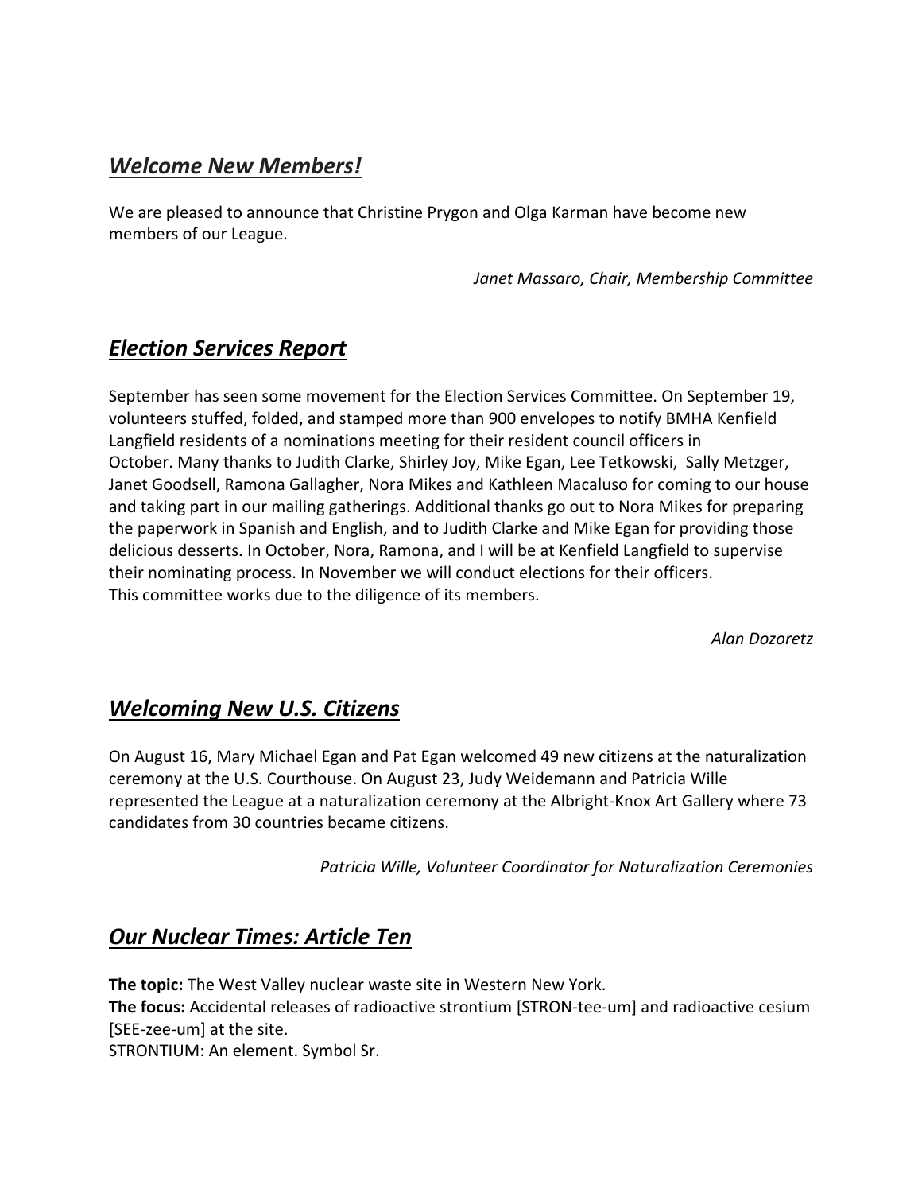## ***Welcome New Members!***

We are pleased to announce that Christine Prygon and Olga Karman have become new members of our League.

*Janet Massaro, Chair, Membership Committee*

## ***Election Services Report***

September has seen some movement for the Election Services Committee. On September 19, volunteers stuffed, folded, and stamped more than 900 envelopes to notify BMHA Kenfield Langfield residents of a nominations meeting for their resident council officers in October. Many thanks to Judith Clarke, Shirley Joy, Mike Egan, Lee Tetkowski, Sally Metzger, Janet Goodsell, Ramona Gallagher, Nora Mikes and Kathleen Macaluso for coming to our house and taking part in our mailing gatherings. Additional thanks go out to Nora Mikes for preparing the paperwork in Spanish and English, and to Judith Clarke and Mike Egan for providing those delicious desserts. In October, Nora, Ramona, and I will be at Kenfield Langfield to supervise their nominating process. In November we will conduct elections for their officers.
This committee works due to the diligence of its members.

*Alan Dozoretz*

## ***Welcoming New U.S. Citizens***

On August 16, Mary Michael Egan and Pat Egan welcomed 49 new citizens at the naturalization ceremony at the U.S. Courthouse. On August 23, Judy Weidemann and Patricia Wille represented the League at a naturalization ceremony at the Albright-Knox Art Gallery where 73 candidates from 30 countries became citizens.

*Patricia Wille, Volunteer Coordinator for Naturalization Ceremonies*

## ***Our Nuclear Times: Article Ten***

**The topic:** The West Valley nuclear waste site in Western New York.
**The focus:** Accidental releases of radioactive strontium [STRON-tee-um] and radioactive cesium [SEE-zee-um] at the site.
STRONTIUM: An element. Symbol Sr.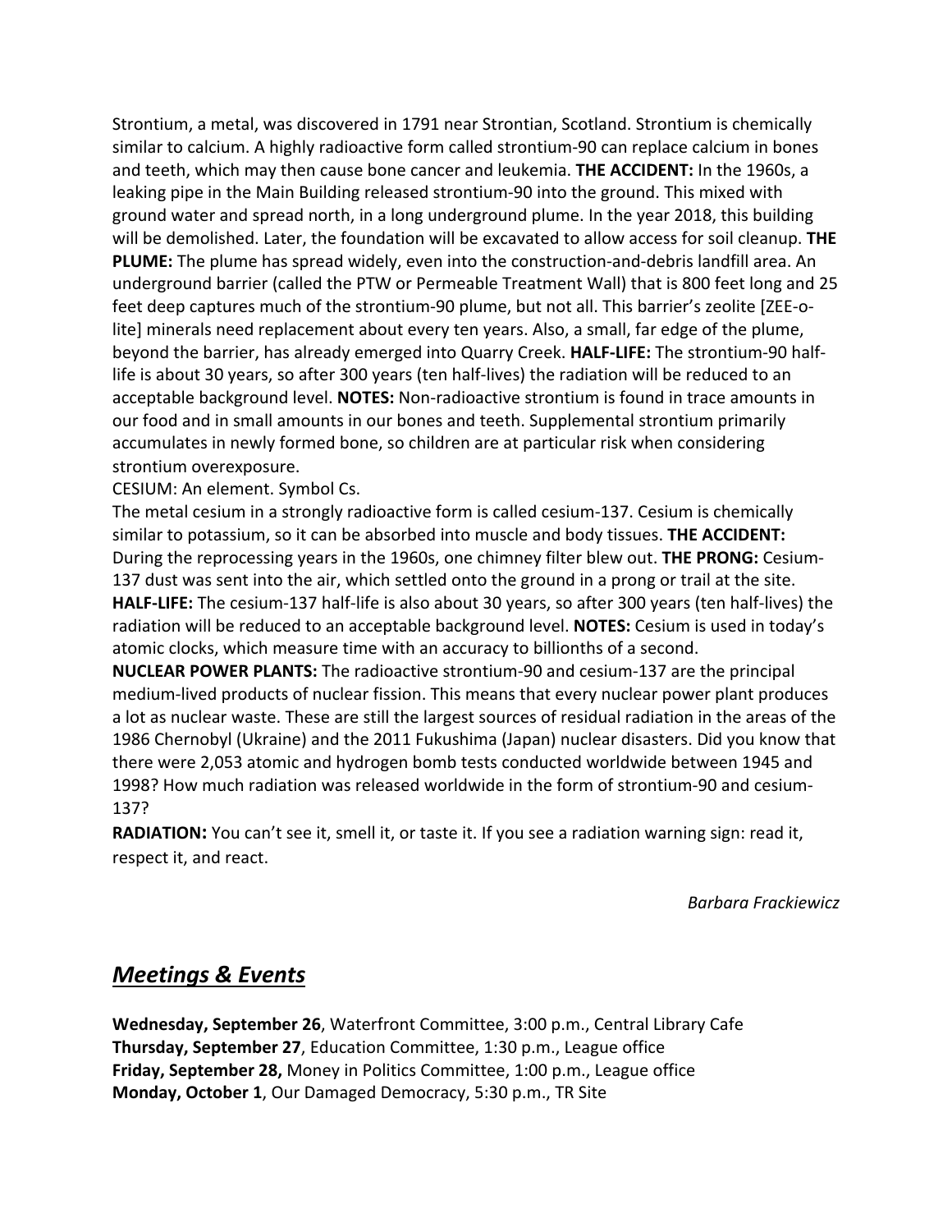Strontium, a metal, was discovered in 1791 near Strontian, Scotland. Strontium is chemically similar to calcium. A highly radioactive form called strontium-90 can replace calcium in bones and teeth, which may then cause bone cancer and leukemia. **THE ACCIDENT:** In the 1960s, a leaking pipe in the Main Building released strontium-90 into the ground. This mixed with ground water and spread north, in a long underground plume. In the year 2018, this building will be demolished. Later, the foundation will be excavated to allow access for soil cleanup. **THE PLUME:** The plume has spread widely, even into the construction-and-debris landfill area. An underground barrier (called the PTW or Permeable Treatment Wall) that is 800 feet long and 25 feet deep captures much of the strontium-90 plume, but not all. This barrier's zeolite [ZEE-o-lite] minerals need replacement about every ten years. Also, a small, far edge of the plume, beyond the barrier, has already emerged into Quarry Creek. **HALF-LIFE:** The strontium-90 half-life is about 30 years, so after 300 years (ten half-lives) the radiation will be reduced to an acceptable background level. **NOTES:** Non-radioactive strontium is found in trace amounts in our food and in small amounts in our bones and teeth. Supplemental strontium primarily accumulates in newly formed bone, so children are at particular risk when considering strontium overexposure.

CESIUM: An element. Symbol Cs.

The metal cesium in a strongly radioactive form is called cesium-137. Cesium is chemically similar to potassium, so it can be absorbed into muscle and body tissues. **THE ACCIDENT:** During the reprocessing years in the 1960s, one chimney filter blew out. **THE PRONG:** Cesium-137 dust was sent into the air, which settled onto the ground in a prong or trail at the site. **HALF-LIFE:** The cesium-137 half-life is also about 30 years, so after 300 years (ten half-lives) the radiation will be reduced to an acceptable background level. **NOTES:** Cesium is used in today's atomic clocks, which measure time with an accuracy to billionths of a second.

**NUCLEAR POWER PLANTS:** The radioactive strontium-90 and cesium-137 are the principal medium-lived products of nuclear fission. This means that every nuclear power plant produces a lot as nuclear waste. These are still the largest sources of residual radiation in the areas of the 1986 Chernobyl (Ukraine) and the 2011 Fukushima (Japan) nuclear disasters. Did you know that there were 2,053 atomic and hydrogen bomb tests conducted worldwide between 1945 and 1998? How much radiation was released worldwide in the form of strontium-90 and cesium-137?

**RADIATION:** You can't see it, smell it, or taste it. If you see a radiation warning sign: read it, respect it, and react.

*Barbara Frackiewicz*

## ***Meetings & Events***

**Wednesday, September 26**, Waterfront Committee, 3:00 p.m., Central Library Cafe
**Thursday, September 27**, Education Committee, 1:30 p.m., League office
**Friday, September 28,** Money in Politics Committee, 1:00 p.m., League office
**Monday, October 1**, Our Damaged Democracy, 5:30 p.m., TR Site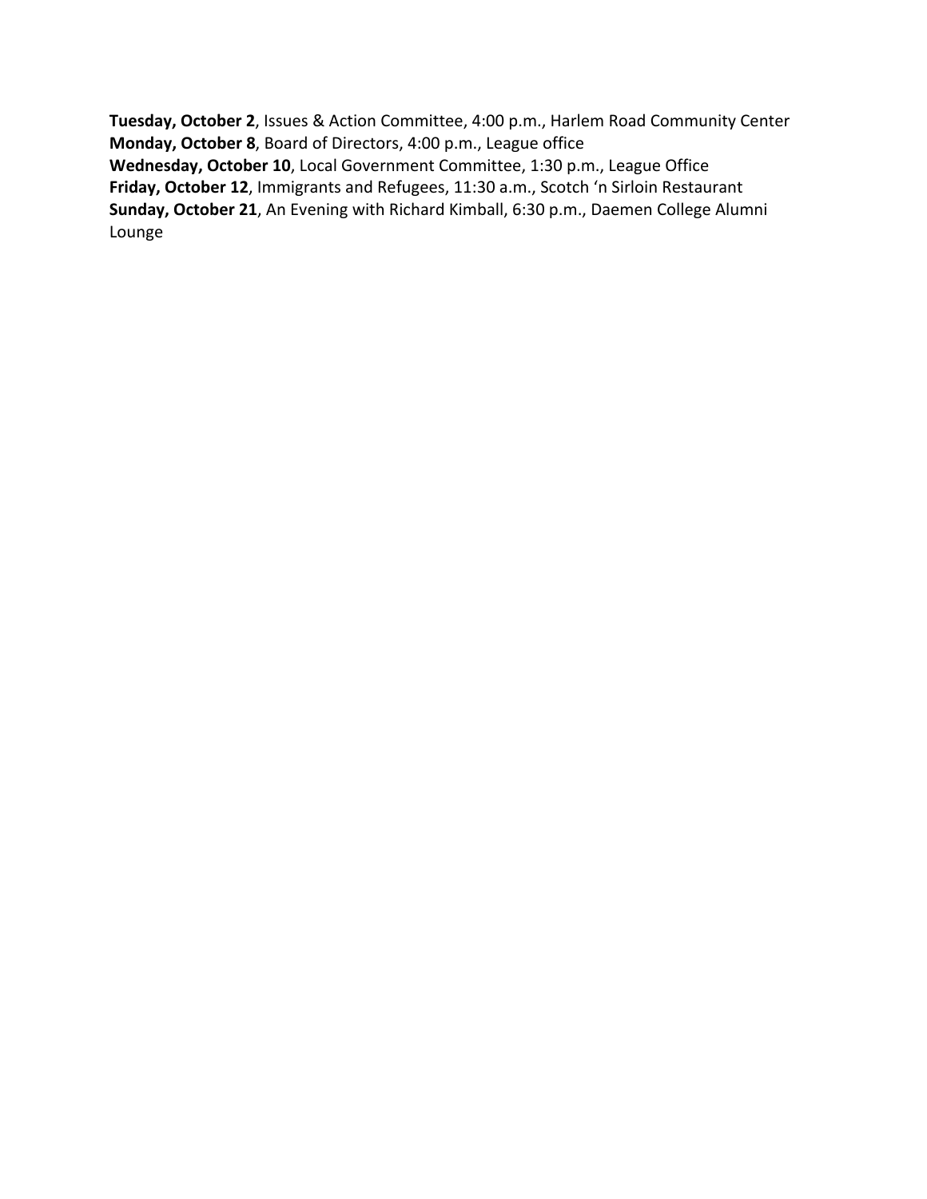**Tuesday, October 2**, Issues & Action Committee, 4:00 p.m., Harlem Road Community Center
**Monday, October 8**, Board of Directors, 4:00 p.m., League office
**Wednesday, October 10**, Local Government Committee, 1:30 p.m., League Office
**Friday, October 12**, Immigrants and Refugees, 11:30 a.m., Scotch 'n Sirloin Restaurant
**Sunday, October 21**, An Evening with Richard Kimball, 6:30 p.m., Daemen College Alumni Lounge